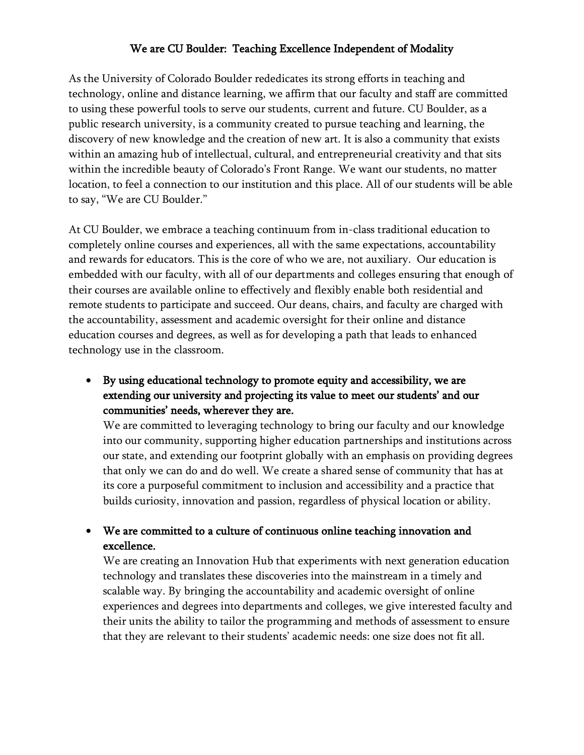# We are CU Boulder: Teaching Excellence Independent of Modality

As the University of Colorado Boulder rededicates its strong efforts in teaching and technology, online and distance learning, we affirm that our faculty and staff are committed to using these powerful tools to serve our students, current and future. CU Boulder, as a public research university, is a community created to pursue teaching and learning, the discovery of new knowledge and the creation of new art. It is also a community that exists within an amazing hub of intellectual, cultural, and entrepreneurial creativity and that sits within the incredible beauty of Colorado's Front Range. We want our students, no matter location, to feel a connection to our institution and this place. All of our students will be able to say, "We are CU Boulder."

At CU Boulder, we embrace a teaching continuum from in-class traditional education to completely online courses and experiences, all with the same expectations, accountability and rewards for educators. This is the core of who we are, not auxiliary. Our education is embedded with our faculty, with all of our departments and colleges ensuring that enough of their courses are available online to effectively and flexibly enable both residential and remote students to participate and succeed. Our deans, chairs, and faculty are charged with the accountability, assessment and academic oversight for their online and distance education courses and degrees, as well as for developing a path that leads to enhanced technology use in the classroom.

- **By using educational technology to promote equity and accessibility, we are extending our university and projecting its value to meet our students' and our communities' needs, wherever they are.**
  We are committed to leveraging technology to bring our faculty and our knowledge into our community, supporting higher education partnerships and institutions across our state, and extending our footprint globally with an emphasis on providing degrees that only we can do and do well. We create a shared sense of community that has at its core a purposeful commitment to inclusion and accessibility and a practice that builds curiosity, innovation and passion, regardless of physical location or ability.

- **We are committed to a culture of continuous online teaching innovation and excellence.**
  We are creating an Innovation Hub that experiments with next generation education technology and translates these discoveries into the mainstream in a timely and scalable way. By bringing the accountability and academic oversight of online experiences and degrees into departments and colleges, we give interested faculty and their units the ability to tailor the programming and methods of assessment to ensure that they are relevant to their students' academic needs: one size does not fit all.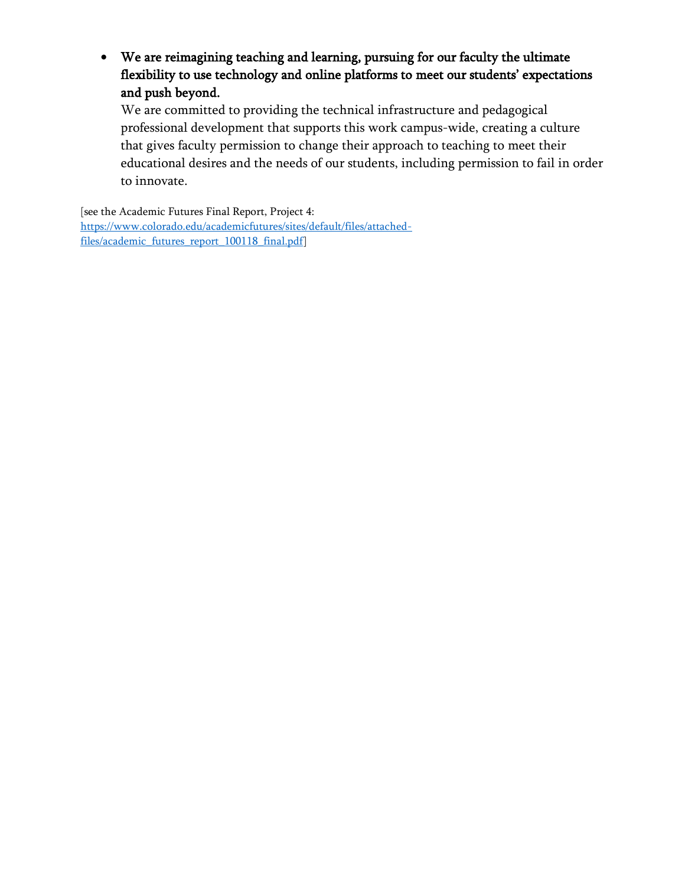- **We are reimagining teaching and learning, pursuing for our faculty the ultimate flexibility to use technology and online platforms to meet our students' expectations and push beyond.**
  We are committed to providing the technical infrastructure and pedagogical professional development that supports this work campus-wide, creating a culture that gives faculty permission to change their approach to teaching to meet their educational desires and the needs of our students, including permission to fail in order to innovate.

[see the Academic Futures Final Report, Project 4: https://www.colorado.edu/academicfutures/sites/default/files/attached-files/academic_futures_report_100118_final.pdf]